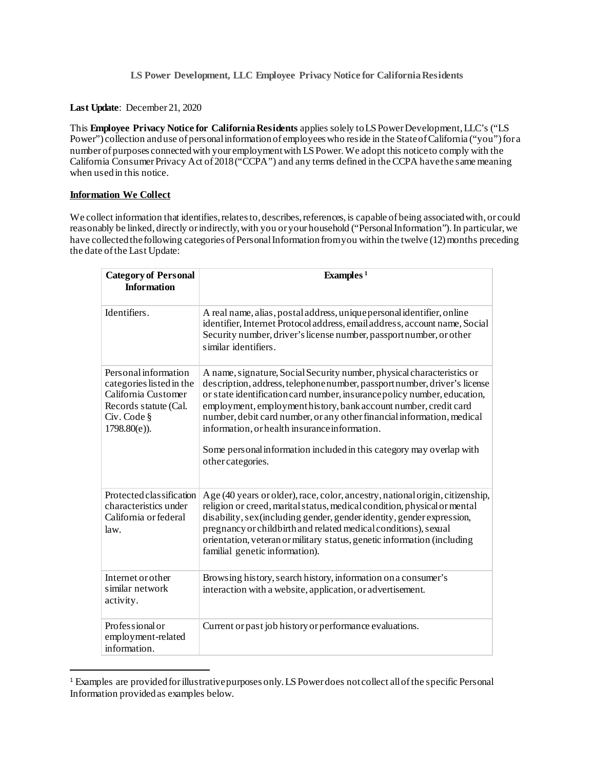# LS Power Development, LLC Employee Privacy Notice for California Residents

**Last Update**: December 21, 2020

This **Employee Privacy Notice for California Residents** applies solely to LS Power Development, LLC's ("LS Power") collection and use of personal information of employees who reside in the State of California ("you") for a number of purposes connected with your employment with LS Power. We adopt this notice to comply with the California Consumer Privacy Act of 2018 ("CCPA") and any terms defined in the CCPA have the same meaning when used in this notice.

## Information We Collect

We collect information that identifies, relates to, describes, references, is capable of being associated with, or could reasonably be linked, directly or indirectly, with you or your household ("Personal Information"). In particular, we have collected the following categories of Personal Information from you within the twelve (12) months preceding the date of the Last Update:

| Category of Personal Information | Examples [1] |
| --- | --- |
| Identifiers. | A real name, alias, postal address, unique personal identifier, online identifier, Internet Protocol address, email address, account name, Social Security number, driver's license number, passport number, or other similar identifiers. |
| Personal information categories listed in the California Customer Records statute (Cal. Civ. Code § 1798.80(e)). | A name, signature, Social Security number, physical characteristics or description, address, telephone number, passport number, driver's license or state identification card number, insurance policy number, education, employment, employment history, bank account number, credit card number, debit card number, or any other financial information, medical information, or health insurance information.<br><br>Some personal information included in this category may overlap with other categories. |
| Protected classification characteristics under California or federal law. | Age (40 years or older), race, color, ancestry, national origin, citizenship, religion or creed, marital status, medical condition, physical or mental disability, sex (including gender, gender identity, gender expression, pregnancy or childbirth and related medical conditions), sexual orientation, veteran or military status, genetic information (including familial genetic information). |
| Internet or other similar network activity. | Browsing history, search history, information on a consumer's interaction with a website, application, or advertisement. |
| Professional or employment-related information. | Current or past job history or performance evaluations. |

[1] Examples are provided for illustrative purposes only. LS Power does not collect all of the specific Personal Information provided as examples below.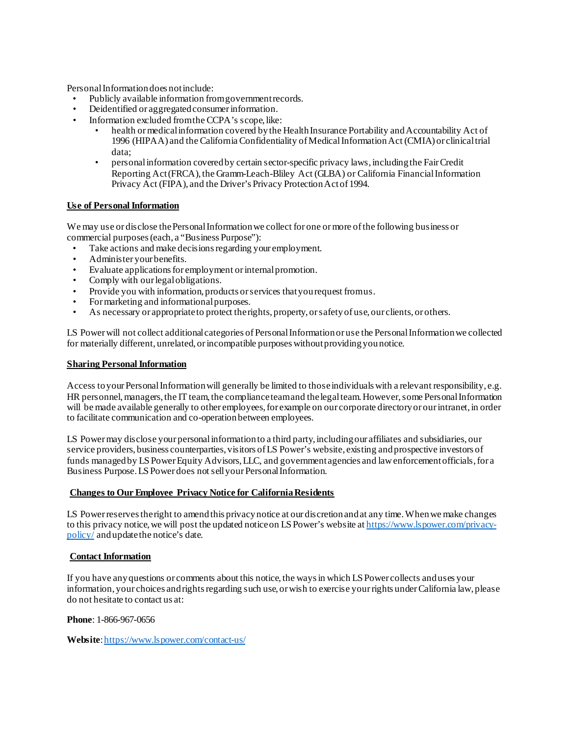Personal Information does not include:

- Publicly available information from government records.
- Deidentified or aggregated consumer information.
- Information excluded from the CCPA's scope, like:
  - health or medical information covered by the Health Insurance Portability and Accountability Act of 1996 (HIPAA) and the California Confidentiality of Medical Information Act (CMIA) or clinical trial data;
  - personal information covered by certain sector-specific privacy laws, including the Fair Credit Reporting Act (FRCA), the Gramm-Leach-Bliley Act (GLBA) or California Financial Information Privacy Act (FIPA), and the Driver's Privacy Protection Act of 1994.

**<u>Use of Personal Information</u>**

We may use or disclose the Personal Information we collect for one or more of the following business or commercial purposes (each, a "Business Purpose"):

- Take actions and make decisions regarding your employment.
- Administer your benefits.
- Evaluate applications for employment or internal promotion.
- Comply with our legal obligations.
- Provide you with information, products or services that you request from us.
- For marketing and informational purposes.
- As necessary or appropriate to protect the rights, property, or safety of use, our clients, or others.

LS Power will not collect additional categories of Personal Information or use the Personal Information we collected for materially different, unrelated, or incompatible purposes without providing you notice.

**<u>Sharing Personal Information</u>**

Access to your Personal Information will generally be limited to those individuals with a relevant responsibility, e.g. HR personnel, managers, the IT team, the compliance team and the legal team. However, some Personal Information will be made available generally to other employees, for example on our corporate directory or our intranet, in order to facilitate communication and co-operation between employees.

LS Power may disclose your personal information to a third party, including our affiliates and subsidiaries, our service providers, business counterparties, visitors of LS Power's website, existing and prospective investors of funds managed by LS Power Equity Advisors, LLC, and government agencies and law enforcement officials, for a Business Purpose. LS Power does not sell your Personal Information.

**<u>Changes to Our Employee Privacy Notice for California Residents</u>**

LS Power reserves the right to amend this privacy notice at our discretion and at any time. When we make changes to this privacy notice, we will post the updated notice on LS Power's website at [https://www.lspower.com/privacy-policy/](https://www.lspower.com/privacy-policy/) and update the notice's date.

**<u>Contact Information</u>**

If you have any questions or comments about this notice, the ways in which LS Power collects and uses your information, your choices and rights regarding such use, or wish to exercise your rights under California law, please do not hesitate to contact us at:

**Phone**: 1-866-967-0656

**Website**: [https://www.lspower.com/contact-us/](https://www.lspower.com/contact-us/)